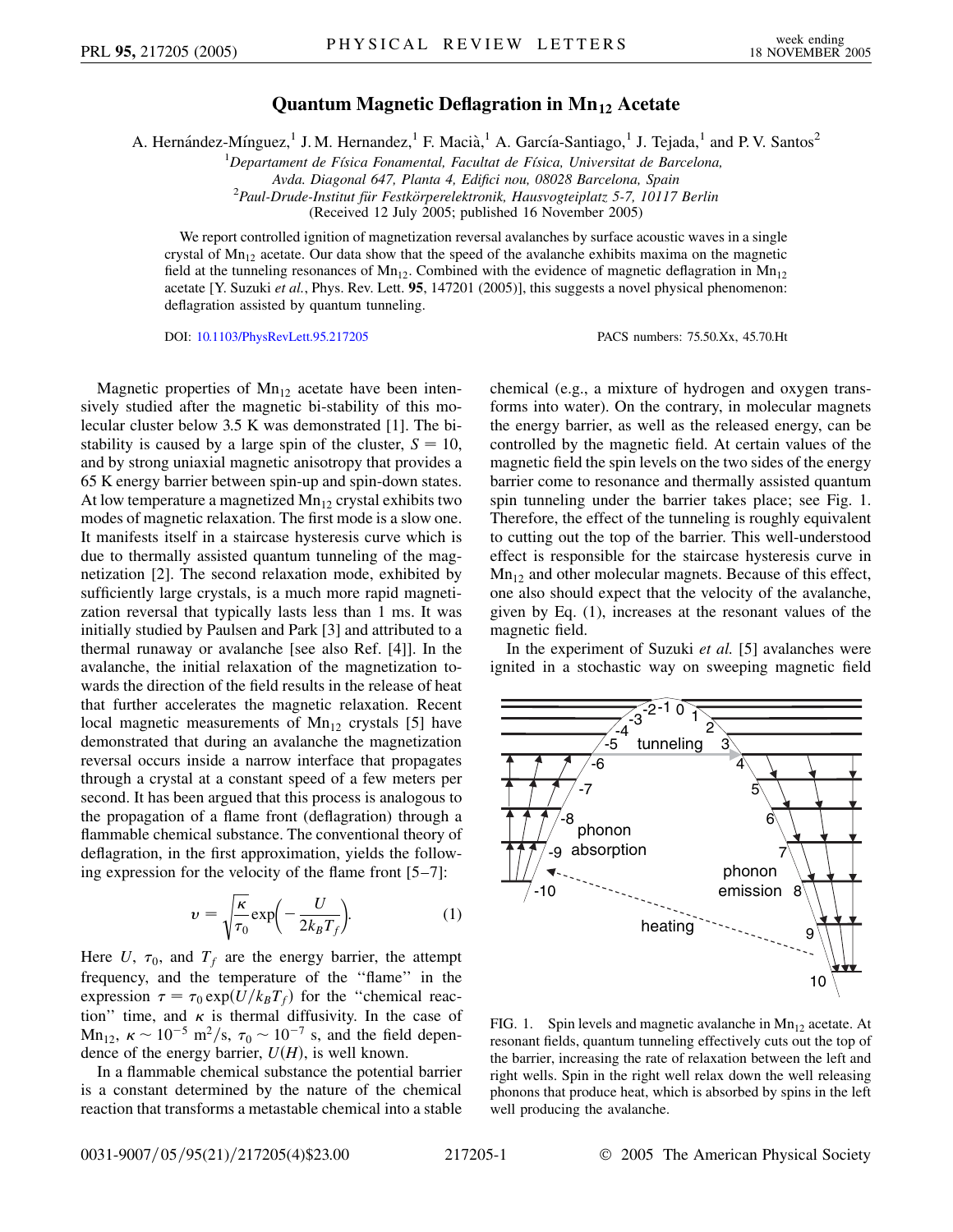# Quantum Magnetic Deflagration in $Mn_{12}$ Acetate

A. Hernández-Mínguez,[1] J. M. Hernandez,[1] F. Macià,[1] A. García-Santiago,[1] J. Tejada,[1] and P. V. Santos[2]

[1]*Departament de Física Fonamental, Facultat de Física, Universitat de Barcelona, Avda. Diagonal 647, Planta 4, Edifici nou, 08028 Barcelona, Spain*

[2]*Paul-Drude-Institut für Festkörperelektronik, Hausvogteiplatz 5-7, 10117 Berlin*

(Received 12 July 2005; published 16 November 2005)

We report controlled ignition of magnetization reversal avalanches by surface acoustic waves in a single crystal of $Mn_{12}$ acetate. Our data show that the speed of the avalanche exhibits maxima on the magnetic field at the tunneling resonances of $Mn_{12}$. Combined with the evidence of magnetic deflagration in $Mn_{12}$ acetate [Y. Suzuki *et al.*, Phys. Rev. Lett. **95**, 147201 (2005)], this suggests a novel physical phenomenon: deflagration assisted by quantum tunneling.

DOI: 10.1103/PhysRevLett.95.217205 PACS numbers: 75.50.Xx, 45.70.Ht

Magnetic properties of $Mn_{12}$ acetate have been intensively studied after the magnetic bi-stability of this molecular cluster below 3.5 K was demonstrated [1]. The bistability is caused by a large spin of the cluster, $S = 10$, and by strong uniaxial magnetic anisotropy that provides a 65 K energy barrier between spin-up and spin-down states. At low temperature a magnetized $Mn_{12}$ crystal exhibits two modes of magnetic relaxation. The first mode is a slow one. It manifests itself in a staircase hysteresis curve which is due to thermally assisted quantum tunneling of the magnetization [2]. The second relaxation mode, exhibited by sufficiently large crystals, is a much more rapid magnetization reversal that typically lasts less than 1 ms. It was initially studied by Paulsen and Park [3] and attributed to a thermal runaway or avalanche [see also Ref. [4]]. In the avalanche, the initial relaxation of the magnetization towards the direction of the field results in the release of heat that further accelerates the magnetic relaxation. Recent local magnetic measurements of $Mn_{12}$ crystals [5] have demonstrated that during an avalanche the magnetization reversal occurs inside a narrow interface that propagates through a crystal at a constant speed of a few meters per second. It has been argued that this process is analogous to the propagation of a flame front (deflagration) through a flammable chemical substance. The conventional theory of deflagration, in the first approximation, yields the following expression for the velocity of the flame front [5–7]:

$$v = \sqrt{\frac{\kappa}{\tau_0}} \exp\left(-\frac{U}{2k_B T_f}\right). \tag{1}$$

Here $U$, $\tau_0$, and $T_f$ are the energy barrier, the attempt frequency, and the temperature of the "flame" in the expression $\tau = \tau_0 \exp(U/k_B T_f)$ for the "chemical reaction" time, and $\kappa$ is thermal diffusivity. In the case of $Mn_{12}$, $\kappa \sim 10^{-5}$ m$^2$/s, $\tau_0 \sim 10^{-7}$ s, and the field dependence of the energy barrier, $U(H)$, is well known.

In a flammable chemical substance the potential barrier is a constant determined by the nature of the chemical reaction that transforms a metastable chemical into a stable chemical (e.g., a mixture of hydrogen and oxygen transforms into water). On the contrary, in molecular magnets the energy barrier, as well as the released energy, can be controlled by the magnetic field. At certain values of the magnetic field the spin levels on the two sides of the energy barrier come to resonance and thermally assisted quantum spin tunneling under the barrier takes place; see Fig. 1. Therefore, the effect of the tunneling is roughly equivalent to cutting out the top of the barrier. This well-understood effect is responsible for the staircase hysteresis curve in $Mn_{12}$ and other molecular magnets. Because of this effect, one also should expect that the velocity of the avalanche, given by Eq. (1), increases at the resonant values of the magnetic field.

In the experiment of Suzuki *et al.* [5] avalanches were ignited in a stochastic way on sweeping magnetic field

FIG. 1. Spin levels and magnetic avalanche in $Mn_{12}$ acetate. At resonant fields, quantum tunneling effectively cuts out the top of the barrier, increasing the rate of relaxation between the left and right wells. Spin in the right well relax down the well releasing phonons that produce heat, which is absorbed by spins in the left well producing the avalanche.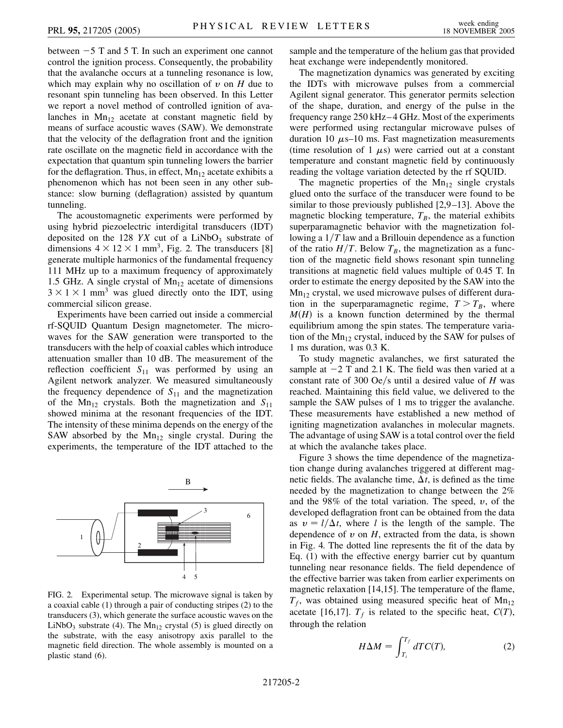between −5 T and 5 T. In such an experiment one cannot control the ignition process. Consequently, the probability that the avalanche occurs at a tunneling resonance is low, which may explain why no oscillation of $v$ on $H$ due to resonant spin tunneling has been observed. In this Letter we report a novel method of controlled ignition of avalanches in $Mn_{12}$ acetate at constant magnetic field by means of surface acoustic waves (SAW). We demonstrate that the velocity of the deflagration front and the ignition rate oscillate on the magnetic field in accordance with the expectation that quantum spin tunneling lowers the barrier for the deflagration. Thus, in effect, $Mn_{12}$ acetate exhibits a phenomenon which has not been seen in any other substance: slow burning (deflagration) assisted by quantum tunneling.

The acoustomagnetic experiments were performed by using hybrid piezoelectric interdigital transducers (IDT) deposited on the 128 *YX* cut of a $LiNbO_3$ substrate of dimensions $4 \times 12 \times 1$ mm$^3$, Fig. 2. The transducers [8] generate multiple harmonics of the fundamental frequency 111 MHz up to a maximum frequency of approximately 1.5 GHz. A single crystal of $Mn_{12}$ acetate of dimensions $3 \times 1 \times 1$ mm$^3$ was glued directly onto the IDT, using commercial silicon grease.

Experiments have been carried out inside a commercial rf-SQUID Quantum Design magnetometer. The microwaves for the SAW generation were transported to the transducers with the help of coaxial cables which introduce attenuation smaller than 10 dB. The measurement of the reflection coefficient $S_{11}$ was performed by using an Agilent network analyzer. We measured simultaneously the frequency dependence of $S_{11}$ and the magnetization of the $Mn_{12}$ crystals. Both the magnetization and $S_{11}$ showed minima at the resonant frequencies of the IDT. The intensity of these minima depends on the energy of the SAW absorbed by the $Mn_{12}$ single crystal. During the experiments, the temperature of the IDT attached to the sample and the temperature of the helium gas that provided heat exchange were independently monitored.

FIG. 2. Experimental setup. The microwave signal is taken by a coaxial cable (1) through a pair of conducting stripes (2) to the transducers (3), which generate the surface acoustic waves on the $LiNbO_3$ substrate (4). The $Mn_{12}$ crystal (5) is glued directly on the substrate, with the easy anisotropy axis parallel to the magnetic field direction. The whole assembly is mounted on a plastic stand (6).

The magnetization dynamics was generated by exciting the IDTs with microwave pulses from a commercial Agilent signal generator. This generator permits selection of the shape, duration, and energy of the pulse in the frequency range 250 kHz–4 GHz. Most of the experiments were performed using rectangular microwave pulses of duration 10 $\mu$s–10 ms. Fast magnetization measurements (time resolution of 1 $\mu$s) were carried out at a constant temperature and constant magnetic field by continuously reading the voltage variation detected by the rf SQUID.

The magnetic properties of the $Mn_{12}$ single crystals glued onto the surface of the transducer were found to be similar to those previously published [2,9–13]. Above the magnetic blocking temperature, $T_B$, the material exhibits superparamagnetic behavior with the magnetization following a $1/T$ law and a Brillouin dependence as a function of the ratio $H/T$. Below $T_B$, the magnetization as a function of the magnetic field shows resonant spin tunneling transitions at magnetic field values multiple of 0.45 T. In order to estimate the energy deposited by the SAW into the $Mn_{12}$ crystal, we used microwave pulses of different duration in the superparamagnetic regime, $T > T_B$, where $M(H)$ is a known function determined by the thermal equilibrium among the spin states. The temperature variation of the $Mn_{12}$ crystal, induced by the SAW for pulses of 1 ms duration, was 0.3 K.

To study magnetic avalanches, we first saturated the sample at −2 T and 2.1 K. The field was then varied at a constant rate of 300 Oe/s until a desired value of $H$ was reached. Maintaining this field value, we delivered to the sample the SAW pulses of 1 ms to trigger the avalanche. These measurements have established a new method of igniting magnetization avalanches in molecular magnets. The advantage of using SAW is a total control over the field at which the avalanche takes place.

Figure 3 shows the time dependence of the magnetization change during avalanches triggered at different magnetic fields. The avalanche time, $\Delta t$, is defined as the time needed by the magnetization to change between the 2% and the 98% of the total variation. The speed, $v$, of the developed deflagration front can be obtained from the data as $v = l/\Delta t$, where $l$ is the length of the sample. The dependence of $v$ on $H$, extracted from the data, is shown in Fig. 4. The dotted line represents the fit of the data by Eq. (1) with the effective energy barrier cut by quantum tunneling near resonance fields. The field dependence of the effective barrier was taken from earlier experiments on magnetic relaxation [14,15]. The temperature of the flame, $T_f$, was obtained using measured specific heat of $Mn_{12}$ acetate [16,17]. $T_f$ is related to the specific heat, $C(T)$, through the relation

$$H\Delta M = \int_{T_i}^{T_f} dT C(T), \tag{2}$$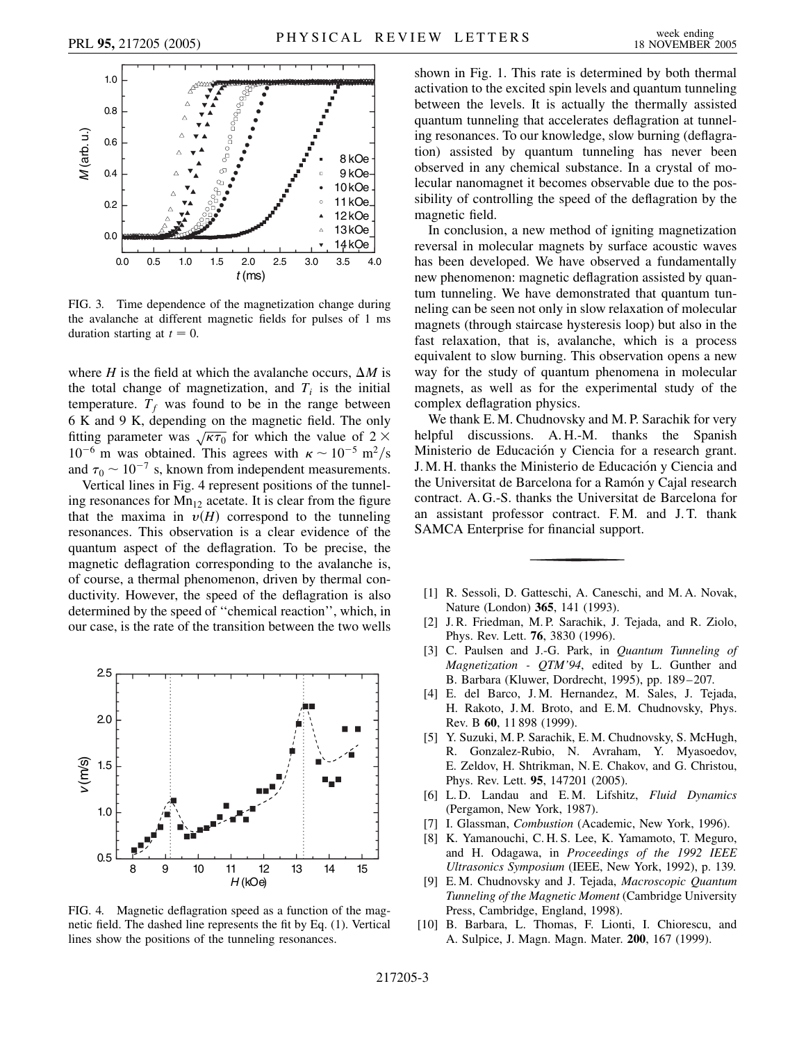1.0
0.8
0.6
0.4
0.2
0.0
$M$ (arb. u.)
0.0 0.5 1.0 1.5 2.0 2.5 3.0 3.5 4.0
$t$ (ms)
8 kOe
9 kOe
10 kOe
11 kOe
12 kOe
13 kOe
14 kOe

FIG. 3. Time dependence of the magnetization change during the avalanche at different magnetic fields for pulses of 1 ms duration starting at $t = 0$.

where $H$ is the field at which the avalanche occurs, $\Delta M$ is the total change of magnetization, and $T_i$ is the initial temperature. $T_f$ was found to be in the range between 6 K and 9 K, depending on the magnetic field. The only fitting parameter was $\sqrt{\kappa \tau_0}$ for which the value of $2 \times 10^{-6}$ m was obtained. This agrees with $\kappa \sim 10^{-5}$ m$^2$/s and $\tau_0 \sim 10^{-7}$ s, known from independent measurements.

Vertical lines in Fig. 4 represent positions of the tunneling resonances for $Mn_{12}$ acetate. It is clear from the figure that the maxima in $v(H)$ correspond to the tunneling resonances. This observation is a clear evidence of the quantum aspect of the deflagration. To be precise, the magnetic deflagration corresponding to the avalanche is, of course, a thermal phenomenon, driven by thermal conductivity. However, the speed of the deflagration is also determined by the speed of "chemical reaction", which, in our case, is the rate of the transition between the two wells shown in Fig. 1. This rate is determined by both thermal activation to the excited spin levels and quantum tunneling between the levels. It is actually the thermally assisted quantum tunneling that accelerates deflagration at tunneling resonances. To our knowledge, slow burning (deflagration) assisted by quantum tunneling has never been observed in any chemical substance. In a crystal of molecular nanomagnet it becomes observable due to the possibility of controlling the speed of the deflagration by the magnetic field.

2.5
2.0
1.5
1.0
0.5
$v$ (m/s)
8 9 10 11 12 13 14 15
$H$ (kOe)

FIG. 4. Magnetic deflagration speed as a function of the magnetic field. The dashed line represents the fit by Eq. (1). Vertical lines show the positions of the tunneling resonances.

In conclusion, a new method of igniting magnetization reversal in molecular magnets by surface acoustic waves has been developed. We have observed a fundamentally new phenomenon: magnetic deflagration assisted by quantum tunneling. We have demonstrated that quantum tunneling can be seen not only in slow relaxation of molecular magnets (through staircase hysteresis loop) but also in the fast relaxation, that is, avalanche, which is a process equivalent to slow burning. This observation opens a new way for the study of quantum phenomena in molecular magnets, as well as for the experimental study of the complex deflagration physics.

We thank E. M. Chudnovsky and M. P. Sarachik for very helpful discussions. A. H.-M. thanks the Spanish Ministerio de Educación y Ciencia for a research grant. J. M. H. thanks the Ministerio de Educación y Ciencia and the Universitat de Barcelona for a Ramón y Cajal research contract. A. G.-S. thanks the Universitat de Barcelona for an assistant professor contract. F. M. and J. T. thank SAMCA Enterprise for financial support.

[1] R. Sessoli, D. Gatteschi, A. Caneschi, and M. A. Novak, Nature (London) **365**, 141 (1993).
[2] J. R. Friedman, M. P. Sarachik, J. Tejada, and R. Ziolo, Phys. Rev. Lett. **76**, 3830 (1996).
[3] C. Paulsen and J.-G. Park, in *Quantum Tunneling of Magnetization - QTM'94*, edited by L. Gunther and B. Barbara (Kluwer, Dordrecht, 1995), pp. 189–207.
[4] E. del Barco, J. M. Hernandez, M. Sales, J. Tejada, H. Rakoto, J. M. Broto, and E. M. Chudnovsky, Phys. Rev. B **60**, 11 898 (1999).
[5] Y. Suzuki, M. P. Sarachik, E. M. Chudnovsky, S. McHugh, R. Gonzalez-Rubio, N. Avraham, Y. Myasoedov, E. Zeldov, H. Shtrikman, N. E. Chakov, and G. Christou, Phys. Rev. Lett. **95**, 147201 (2005).
[6] L. D. Landau and E. M. Lifshitz, *Fluid Dynamics* (Pergamon, New York, 1987).
[7] I. Glassman, *Combustion* (Academic, New York, 1996).
[8] K. Yamanouchi, C. H. S. Lee, K. Yamamoto, T. Meguro, and H. Odagawa, in *Proceedings of the 1992 IEEE Ultrasonics Symposium* (IEEE, New York, 1992), p. 139.
[9] E. M. Chudnovsky and J. Tejada, *Macroscopic Quantum Tunneling of the Magnetic Moment* (Cambridge University Press, Cambridge, England, 1998).
[10] B. Barbara, L. Thomas, F. Lionti, I. Chiorescu, and A. Sulpice, J. Magn. Magn. Mater. **200**, 167 (1999).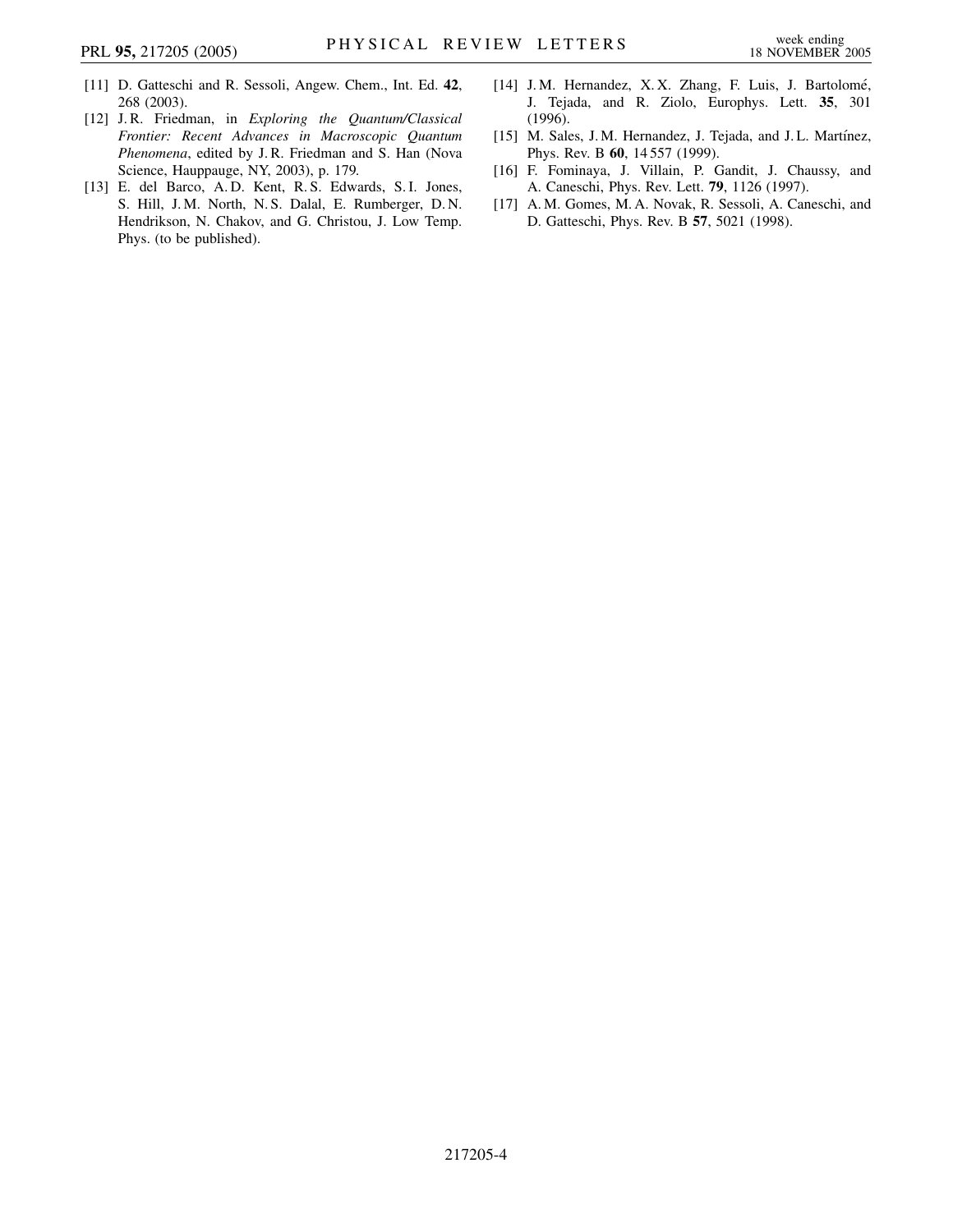[11] D. Gatteschi and R. Sessoli, Angew. Chem., Int. Ed. **42**, 268 (2003).

[12] J. R. Friedman, in *Exploring the Quantum/Classical Frontier: Recent Advances in Macroscopic Quantum Phenomena*, edited by J. R. Friedman and S. Han (Nova Science, Hauppauge, NY, 2003), p. 179.

[13] E. del Barco, A. D. Kent, R. S. Edwards, S. I. Jones, S. Hill, J. M. North, N. S. Dalal, E. Rumberger, D. N. Hendrikson, N. Chakov, and G. Christou, J. Low Temp. Phys. (to be published).

[14] J. M. Hernandez, X. X. Zhang, F. Luis, J. Bartolomé, J. Tejada, and R. Ziolo, Europhys. Lett. **35**, 301 (1996).

[15] M. Sales, J. M. Hernandez, J. Tejada, and J. L. Martínez, Phys. Rev. B **60**, 14 557 (1999).

[16] F. Fominaya, J. Villain, P. Gandit, J. Chaussy, and A. Caneschi, Phys. Rev. Lett. **79**, 1126 (1997).

[17] A. M. Gomes, M. A. Novak, R. Sessoli, A. Caneschi, and D. Gatteschi, Phys. Rev. B **57**, 5021 (1998).